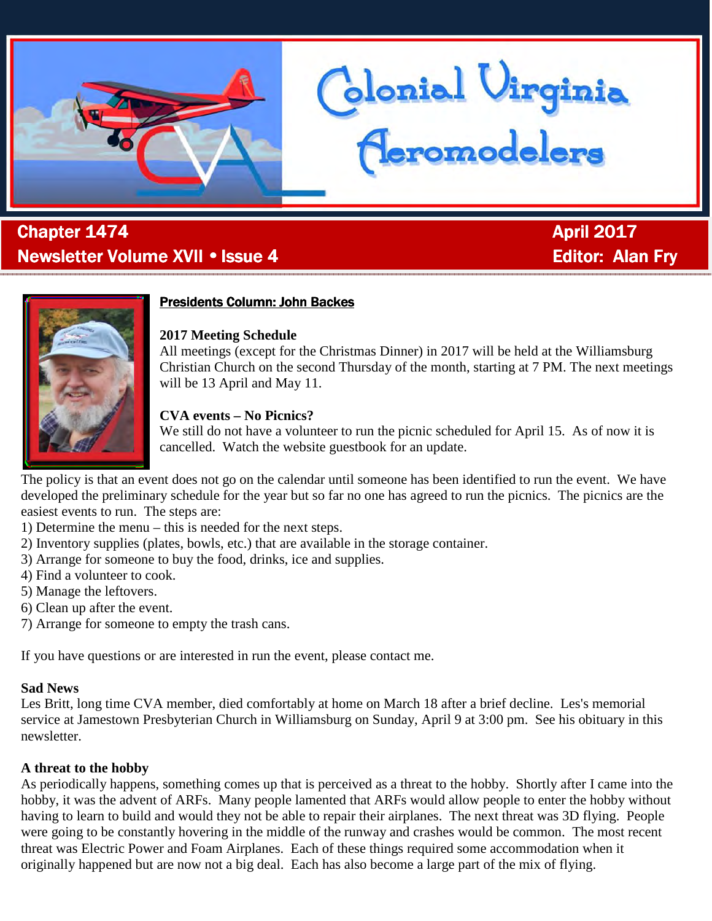# Colonial Virginia Aeromodelers

**Chapter 1474** | **April 2017**

**Newsletter Volume XVII • Issue 4** | **Editor: Alan Fry**

## Presidents Column: John Backes

**2017 Meeting Schedule**

All meetings (except for the Christmas Dinner) in 2017 will be held at the Williamsburg Christian Church on the second Thursday of the month, starting at 7 PM. The next meetings will be 13 April and May 11.

**CVA events – No Picnics?**

We still do not have a volunteer to run the picnic scheduled for April 15. As of now it is cancelled. Watch the website guestbook for an update.

The policy is that an event does not go on the calendar until someone has been identified to run the event. We have developed the preliminary schedule for the year but so far no one has agreed to run the picnics. The picnics are the easiest events to run. The steps are:

1) Determine the menu – this is needed for the next steps.
2) Inventory supplies (plates, bowls, etc.) that are available in the storage container.
3) Arrange for someone to buy the food, drinks, ice and supplies.
4) Find a volunteer to cook.
5) Manage the leftovers.
6) Clean up after the event.
7) Arrange for someone to empty the trash cans.

If you have questions or are interested in run the event, please contact me.

**Sad News**

Les Britt, long time CVA member, died comfortably at home on March 18 after a brief decline. Les's memorial service at Jamestown Presbyterian Church in Williamsburg on Sunday, April 9 at 3:00 pm. See his obituary in this newsletter.

**A threat to the hobby**

As periodically happens, something comes up that is perceived as a threat to the hobby. Shortly after I came into the hobby, it was the advent of ARFs. Many people lamented that ARFs would allow people to enter the hobby without having to learn to build and would they not be able to repair their airplanes. The next threat was 3D flying. People were going to be constantly hovering in the middle of the runway and crashes would be common. The most recent threat was Electric Power and Foam Airplanes. Each of these things required some accommodation when it originally happened but are now not a big deal. Each has also become a large part of the mix of flying.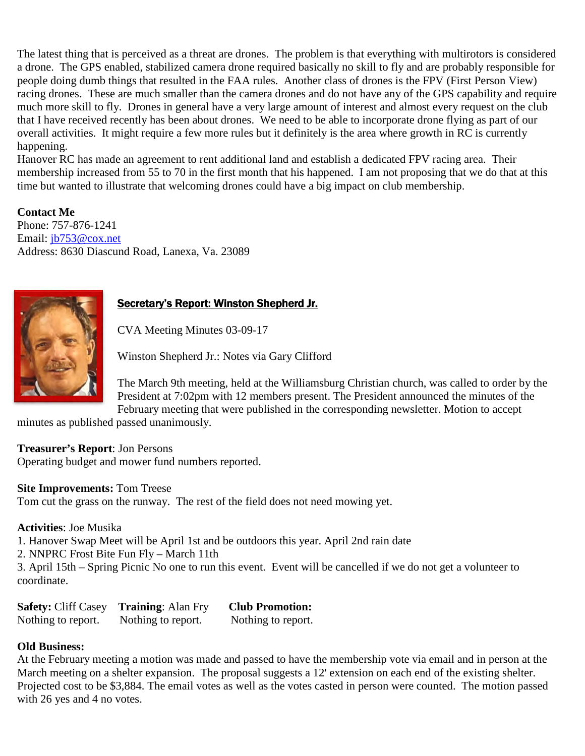The latest thing that is perceived as a threat are drones. The problem is that everything with multirotors is considered a drone. The GPS enabled, stabilized camera drone required basically no skill to fly and are probably responsible for people doing dumb things that resulted in the FAA rules. Another class of drones is the FPV (First Person View) racing drones. These are much smaller than the camera drones and do not have any of the GPS capability and require much more skill to fly. Drones in general have a very large amount of interest and almost every request on the club that I have received recently has been about drones. We need to be able to incorporate drone flying as part of our overall activities. It might require a few more rules but it definitely is the area where growth in RC is currently happening.
Hanover RC has made an agreement to rent additional land and establish a dedicated FPV racing area. Their membership increased from 55 to 70 in the first month that his happened. I am not proposing that we do that at this time but wanted to illustrate that welcoming drones could have a big impact on club membership.

**Contact Me**
Phone: 757-876-1241
Email: jb753@cox.net
Address: 8630 Diascund Road, Lanexa, Va. 23089

## Secretary's Report: Winston Shepherd Jr.

CVA Meeting Minutes 03-09-17

Winston Shepherd Jr.: Notes via Gary Clifford

The March 9th meeting, held at the Williamsburg Christian church, was called to order by the President at 7:02pm with 12 members present. The President announced the minutes of the February meeting that were published in the corresponding newsletter. Motion to accept minutes as published passed unanimously.

**Treasurer's Report**: Jon Persons
Operating budget and mower fund numbers reported.

**Site Improvements:** Tom Treese
Tom cut the grass on the runway. The rest of the field does not need mowing yet.

**Activities**: Joe Musika
1. Hanover Swap Meet will be April 1st and be outdoors this year. April 2nd rain date
2. NNPRC Frost Bite Fun Fly – March 11th
3. April 15th – Spring Picnic No one to run this event. Event will be cancelled if we do not get a volunteer to coordinate.

**Safety:** Cliff Casey
Nothing to report.

**Training**: Alan Fry
Nothing to report.

**Club Promotion:**
Nothing to report.

**Old Business:**
At the February meeting a motion was made and passed to have the membership vote via email and in person at the March meeting on a shelter expansion. The proposal suggests a 12' extension on each end of the existing shelter. Projected cost to be $3,884. The email votes as well as the votes casted in person were counted. The motion passed with 26 yes and 4 no votes.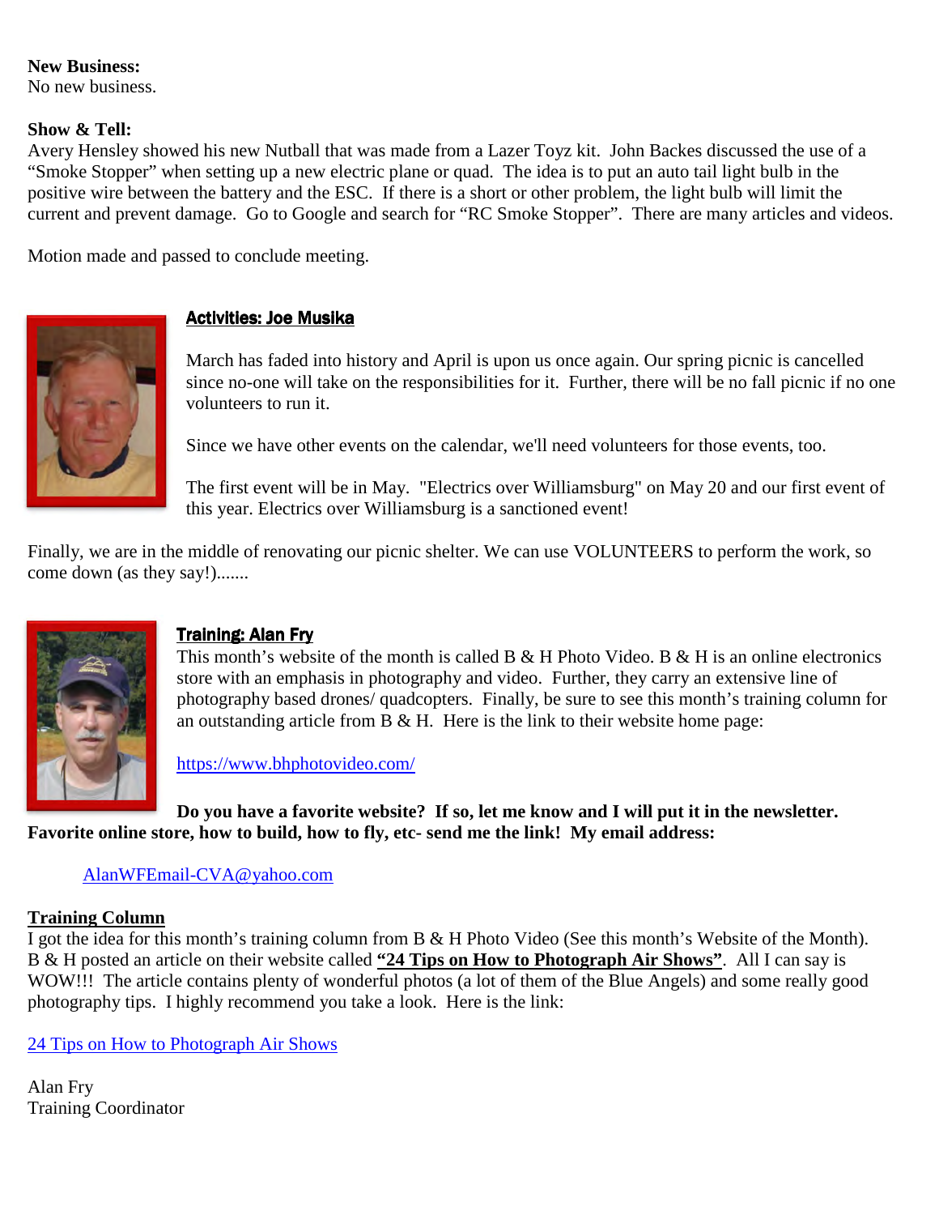**New Business:**
No new business.

**Show & Tell:**
Avery Hensley showed his new Nutball that was made from a Lazer Toyz kit. John Backes discussed the use of a "Smoke Stopper" when setting up a new electric plane or quad. The idea is to put an auto tail light bulb in the positive wire between the battery and the ESC. If there is a short or other problem, the light bulb will limit the current and prevent damage. Go to Google and search for "RC Smoke Stopper". There are many articles and videos.

Motion made and passed to conclude meeting.

## Activities: Joe Musika

March has faded into history and April is upon us once again. Our spring picnic is cancelled since no-one will take on the responsibilities for it. Further, there will be no fall picnic if no one volunteers to run it.

Since we have other events on the calendar, we'll need volunteers for those events, too.

The first event will be in May. "Electrics over Williamsburg" on May 20 and our first event of this year. Electrics over Williamsburg is a sanctioned event!

Finally, we are in the middle of renovating our picnic shelter. We can use VOLUNTEERS to perform the work, so come down (as they say!).......

## Training: Alan Fry

This month's website of the month is called B & H Photo Video. B & H is an online electronics store with an emphasis in photography and video. Further, they carry an extensive line of photography based drones/ quadcopters. Finally, be sure to see this month's training column for an outstanding article from B & H. Here is the link to their website home page:

https://www.bhphotovideo.com/

**Do you have a favorite website? If so, let me know and I will put it in the newsletter. Favorite online store, how to build, how to fly, etc- send me the link! My email address:**

AlanWFEmail-CVA@yahoo.com

## Training Column

I got the idea for this month's training column from B & H Photo Video (See this month's Website of the Month). B & H posted an article on their website called **"24 Tips on How to Photograph Air Shows"**. All I can say is WOW!!! The article contains plenty of wonderful photos (a lot of them of the Blue Angels) and some really good photography tips. I highly recommend you take a look. Here is the link:

24 Tips on How to Photograph Air Shows

Alan Fry
Training Coordinator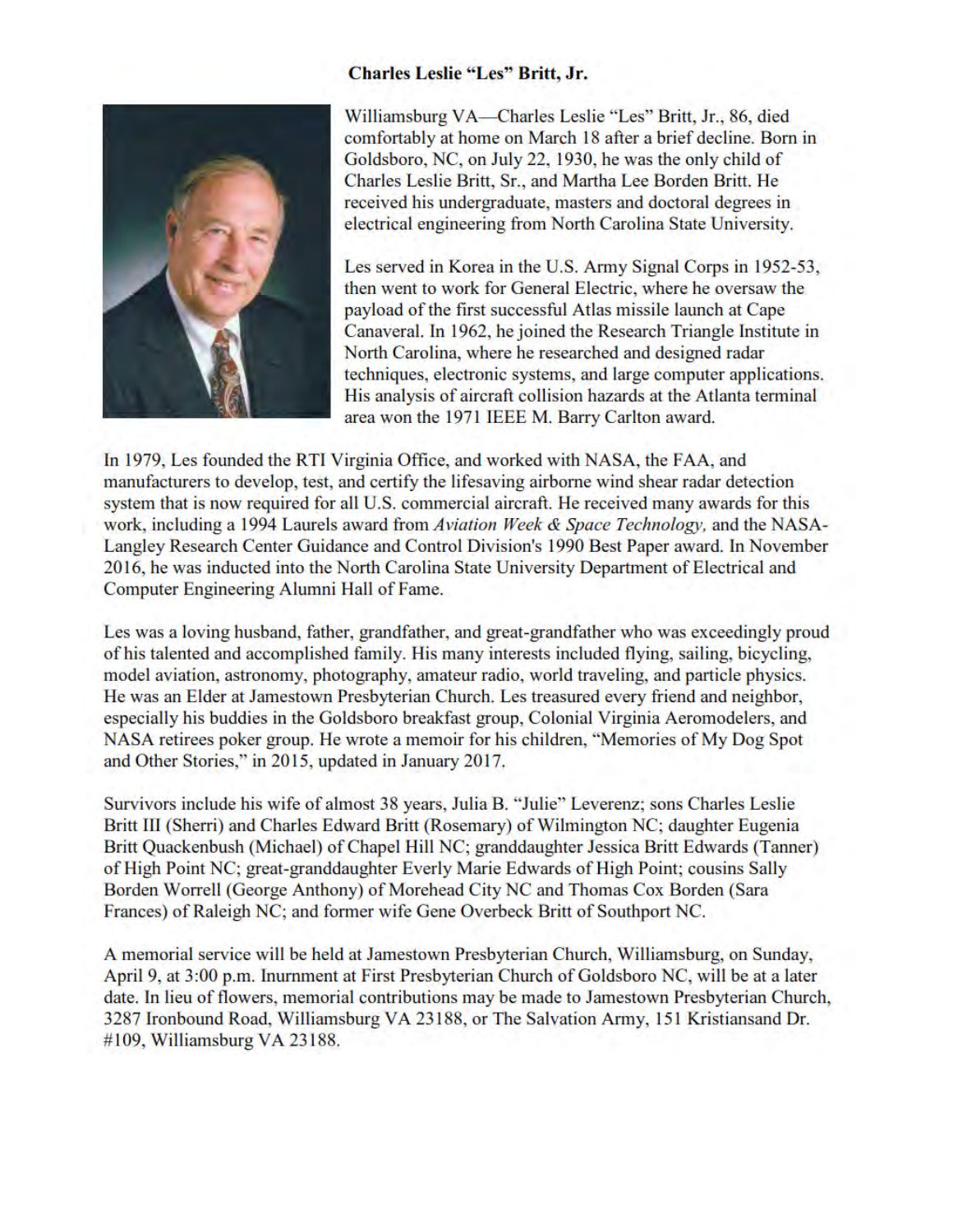**Charles Leslie "Les" Britt, Jr.**

Williamsburg VA—Charles Leslie "Les" Britt, Jr., 86, died comfortably at home on March 18 after a brief decline. Born in Goldsboro, NC, on July 22, 1930, he was the only child of Charles Leslie Britt, Sr., and Martha Lee Borden Britt. He received his undergraduate, masters and doctoral degrees in electrical engineering from North Carolina State University.

Les served in Korea in the U.S. Army Signal Corps in 1952-53, then went to work for General Electric, where he oversaw the payload of the first successful Atlas missile launch at Cape Canaveral. In 1962, he joined the Research Triangle Institute in North Carolina, where he researched and designed radar techniques, electronic systems, and large computer applications. His analysis of aircraft collision hazards at the Atlanta terminal area won the 1971 IEEE M. Barry Carlton award.

In 1979, Les founded the RTI Virginia Office, and worked with NASA, the FAA, and manufacturers to develop, test, and certify the lifesaving airborne wind shear radar detection system that is now required for all U.S. commercial aircraft. He received many awards for this work, including a 1994 Laurels award from *Aviation Week & Space Technology,* and the NASA-Langley Research Center Guidance and Control Division's 1990 Best Paper award. In November 2016, he was inducted into the North Carolina State University Department of Electrical and Computer Engineering Alumni Hall of Fame.

Les was a loving husband, father, grandfather, and great-grandfather who was exceedingly proud of his talented and accomplished family. His many interests included flying, sailing, bicycling, model aviation, astronomy, photography, amateur radio, world traveling, and particle physics. He was an Elder at Jamestown Presbyterian Church. Les treasured every friend and neighbor, especially his buddies in the Goldsboro breakfast group, Colonial Virginia Aeromodelers, and NASA retirees poker group. He wrote a memoir for his children, "Memories of My Dog Spot and Other Stories," in 2015, updated in January 2017.

Survivors include his wife of almost 38 years, Julia B. "Julie" Leverenz; sons Charles Leslie Britt III (Sherri) and Charles Edward Britt (Rosemary) of Wilmington NC; daughter Eugenia Britt Quackenbush (Michael) of Chapel Hill NC; granddaughter Jessica Britt Edwards (Tanner) of High Point NC; great-granddaughter Everly Marie Edwards of High Point; cousins Sally Borden Worrell (George Anthony) of Morehead City NC and Thomas Cox Borden (Sara Frances) of Raleigh NC; and former wife Gene Overbeck Britt of Southport NC.

A memorial service will be held at Jamestown Presbyterian Church, Williamsburg, on Sunday, April 9, at 3:00 p.m. Inurnment at First Presbyterian Church of Goldsboro NC, will be at a later date. In lieu of flowers, memorial contributions may be made to Jamestown Presbyterian Church, 3287 Ironbound Road, Williamsburg VA 23188, or The Salvation Army, 151 Kristiansand Dr. #109, Williamsburg VA 23188.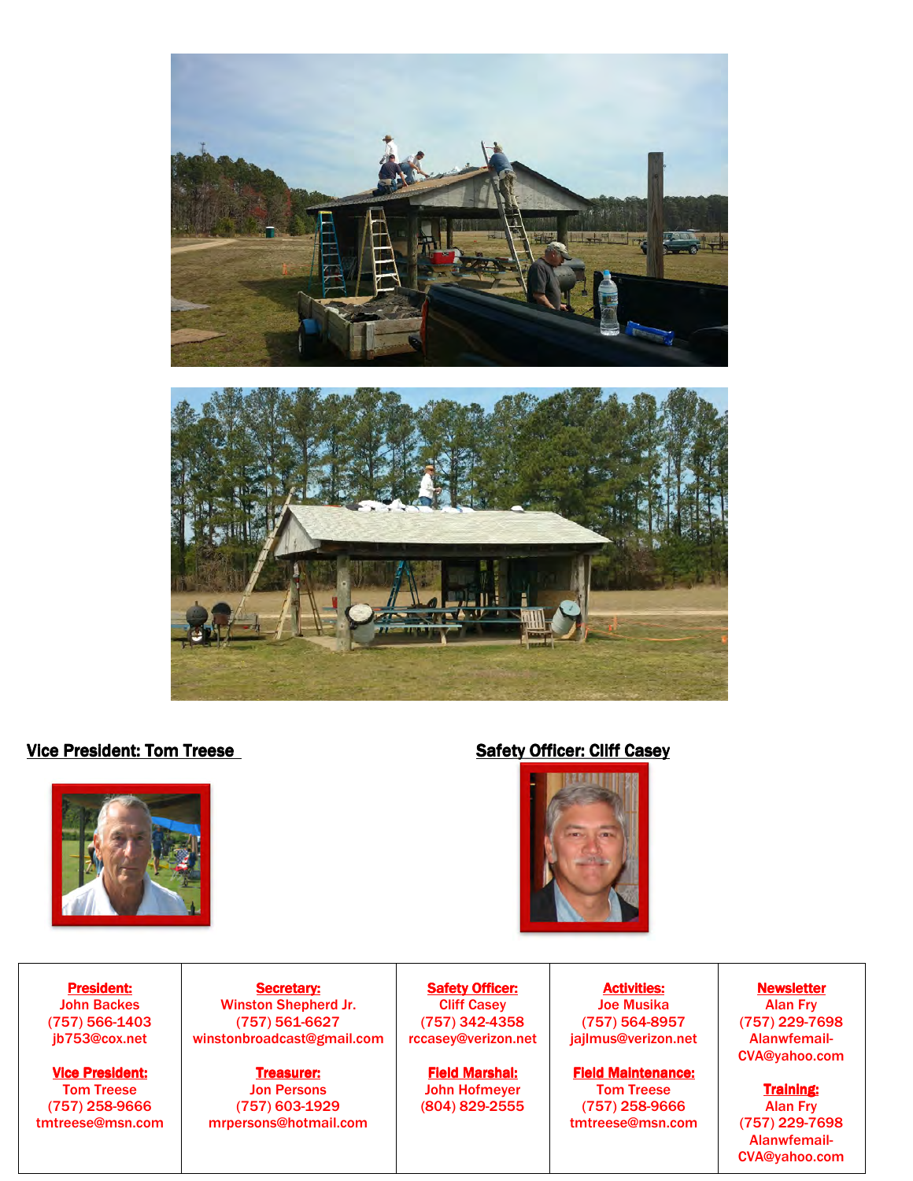**Vice President: Tom Treese**

**Safety Officer: Cliff Casey**

| | | | | |
|---|---|---|---|---|
| **President:**<br>John Backes<br>(757) 566-1403<br>jb753@cox.net<br><br>**Vice President:**<br>Tom Treese<br>(757) 258-9666<br>tmtreese@msn.com | **Secretary:**<br>Winston Shepherd Jr.<br>(757) 561-6627<br>winstonbroadcast@gmail.com<br><br>**Treasurer:**<br>Jon Persons<br>(757) 603-1929<br>mrpersons@hotmail.com | **Safety Officer:**<br>Cliff Casey<br>(757) 342-4358<br>rccasey@verizon.net<br><br>**Field Marshal:**<br>John Hofmeyer<br>(804) 829-2555 | **Activities:**<br>Joe Musika<br>(757) 564-8957<br>jajlmus@verizon.net<br><br>**Field Maintenance:**<br>Tom Treese<br>(757) 258-9666<br>tmtreese@msn.com | **Newsletter**<br>Alan Fry<br>(757) 229-7698<br>Alanwfemail-CVA@yahoo.com<br><br>**Training:**<br>Alan Fry<br>(757) 229-7698<br>Alanwfemail-CVA@yahoo.com |